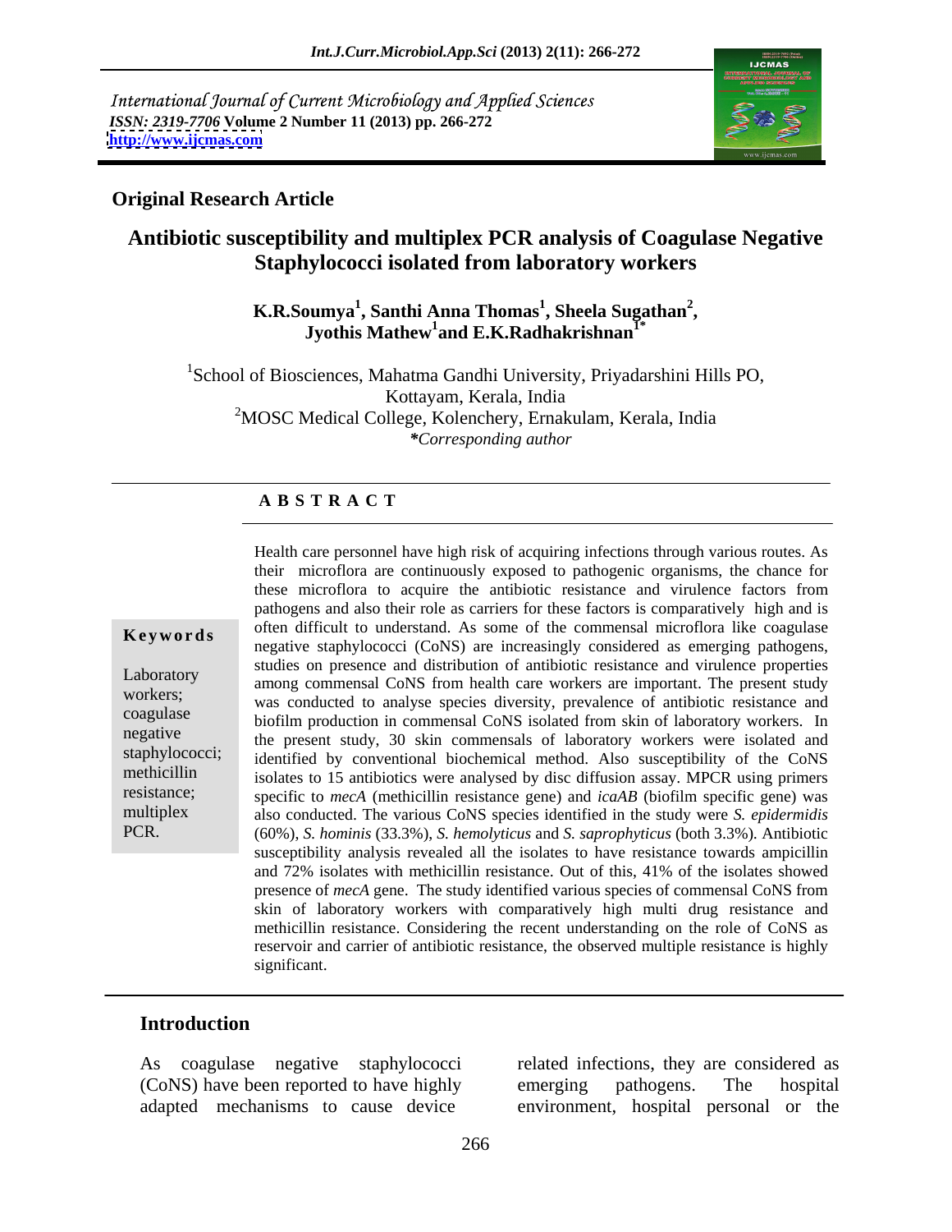International Journal of Current Microbiology and Applied Sciences
*ISSN: 2319-7706* **Volume 2 Number 11 (2013) pp. 266-272**
**http://www.ijcmas.com**

**Original Research Article**

# Antibiotic susceptibility and multiplex PCR analysis of Coagulase Negative Staphylococci isolated from laboratory workers

**K.R.Soumya[1], Santhi Anna Thomas[1], Sheela Sugathan[2], Jyothis Mathew[1] and E.K.Radhakrishnan[1*]**

[1]School of Biosciences, Mahatma Gandhi University, Priyadarshini Hills PO, Kottayam, Kerala, India
[2]MOSC Medical College, Kolenchery, Ernakulam, Kerala, India
*\*Corresponding author*

## A B S T R A C T

**Keywords**

Laboratory workers; coagulase negative staphylococci; methicillin resistance; multiplex PCR.

Health care personnel have high risk of acquiring infections through various routes. As their microflora are continuously exposed to pathogenic organisms, the chance for these microflora to acquire the antibiotic resistance and virulence factors from pathogens and also their role as carriers for these factors is comparatively high and is often difficult to understand. As some of the commensal microflora like coagulase negative staphylococci (CoNS) are increasingly considered as emerging pathogens, studies on presence and distribution of antibiotic resistance and virulence properties among commensal CoNS from health care workers are important. The present study was conducted to analyse species diversity, prevalence of antibiotic resistance and biofilm production in commensal CoNS isolated from skin of laboratory workers. In the present study, 30 skin commensals of laboratory workers were isolated and identified by conventional biochemical method. Also susceptibility of the CoNS isolates to 15 antibiotics were analysed by disc diffusion assay. MPCR using primers specific to *mecA* (methicillin resistance gene) and *icaAB* (biofilm specific gene) was also conducted. The various CoNS species identified in the study were *S. epidermidis* (60%), *S. hominis* (33.3%), *S. hemolyticus* and *S. saprophyticus* (both 3.3%). Antibiotic susceptibility analysis revealed all the isolates to have resistance towards ampicillin and 72% isolates with methicillin resistance. Out of this, 41% of the isolates showed presence of *mecA* gene. The study identified various species of commensal CoNS from skin of laboratory workers with comparatively high multi drug resistance and methicillin resistance. Considering the recent understanding on the role of CoNS as reservoir and carrier of antibiotic resistance, the observed multiple resistance is highly significant.

## Introduction

As coagulase negative staphylococci (CoNS) have been reported to have highly adapted mechanisms to cause device related infections, they are considered as emerging pathogens. The hospital environment, hospital personal or the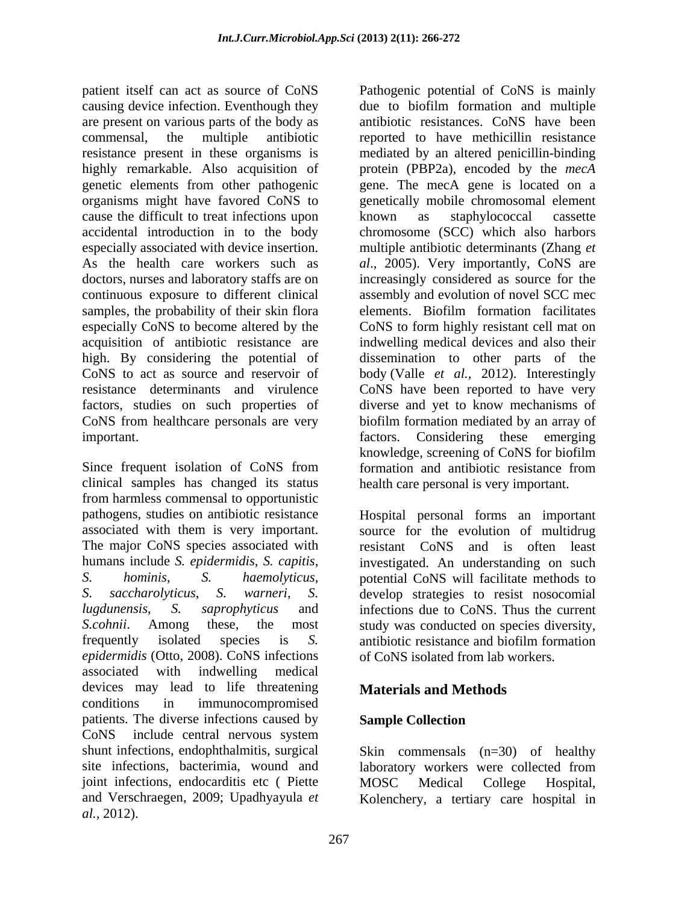patient itself can act as source of CoNS causing device infection. Eventhough they are present on various parts of the body as commensal, the multiple antibiotic resistance present in these organisms is highly remarkable. Also acquisition of genetic elements from other pathogenic organisms might have favored CoNS to cause the difficult to treat infections upon accidental introduction in to the body especially associated with device insertion. As the health care workers such as doctors, nurses and laboratory staffs are on continuous exposure to different clinical samples, the probability of their skin flora especially CoNS to become altered by the acquisition of antibiotic resistance are high. By considering the potential of CoNS to act as source and reservoir of resistance determinants and virulence factors, studies on such properties of CoNS from healthcare personals are very important.

Since frequent isolation of CoNS from clinical samples has changed its status from harmless commensal to opportunistic pathogens, studies on antibiotic resistance associated with them is very important. The major CoNS species associated with humans include *S. epidermidis*, *S. capitis*, *S. hominis*, *S. haemolyticus*, *S. saccharolyticus*, *S. warneri*, *S. lugdunensis*, *S. saprophyticus* and *S.cohnii*. Among these, the most frequently isolated species is *S. epidermidis* (Otto, 2008). CoNS infections associated with indwelling medical devices may lead to life threatening conditions in immunocompromised patients. The diverse infections caused by CoNS include central nervous system shunt infections, endophthalmitis, surgical site infections, bacterimia, wound and joint infections, endocarditis etc ( Piette and Verschraegen, 2009; Upadhyayula *et al.,* 2012).

Pathogenic potential of CoNS is mainly due to biofilm formation and multiple antibiotic resistances. CoNS have been reported to have methicillin resistance mediated by an altered penicillin-binding protein (PBP2a), encoded by the *mecA* gene. The mecA gene is located on a genetically mobile chromosomal element known as staphylococcal cassette chromosome (SCC) which also harbors multiple antibiotic determinants (Zhang *et al*., 2005). Very importantly, CoNS are increasingly considered as source for the assembly and evolution of novel SCC mec elements. Biofilm formation facilitates CoNS to form highly resistant cell mat on indwelling medical devices and also their dissemination to other parts of the body (Valle *et al.,* 2012). Interestingly CoNS have been reported to have very diverse and yet to know mechanisms of biofilm formation mediated by an array of factors. Considering these emerging knowledge, screening of CoNS for biofilm formation and antibiotic resistance from health care personal is very important.

Hospital personal forms an important source for the evolution of multidrug resistant CoNS and is often least investigated. An understanding on such potential CoNS will facilitate methods to develop strategies to resist nosocomial infections due to CoNS. Thus the current study was conducted on species diversity, antibiotic resistance and biofilm formation of CoNS isolated from lab workers.

## Materials and Methods

### Sample Collection

Skin commensals (n=30) of healthy laboratory workers were collected from MOSC Medical College Hospital, Kolenchery, a tertiary care hospital in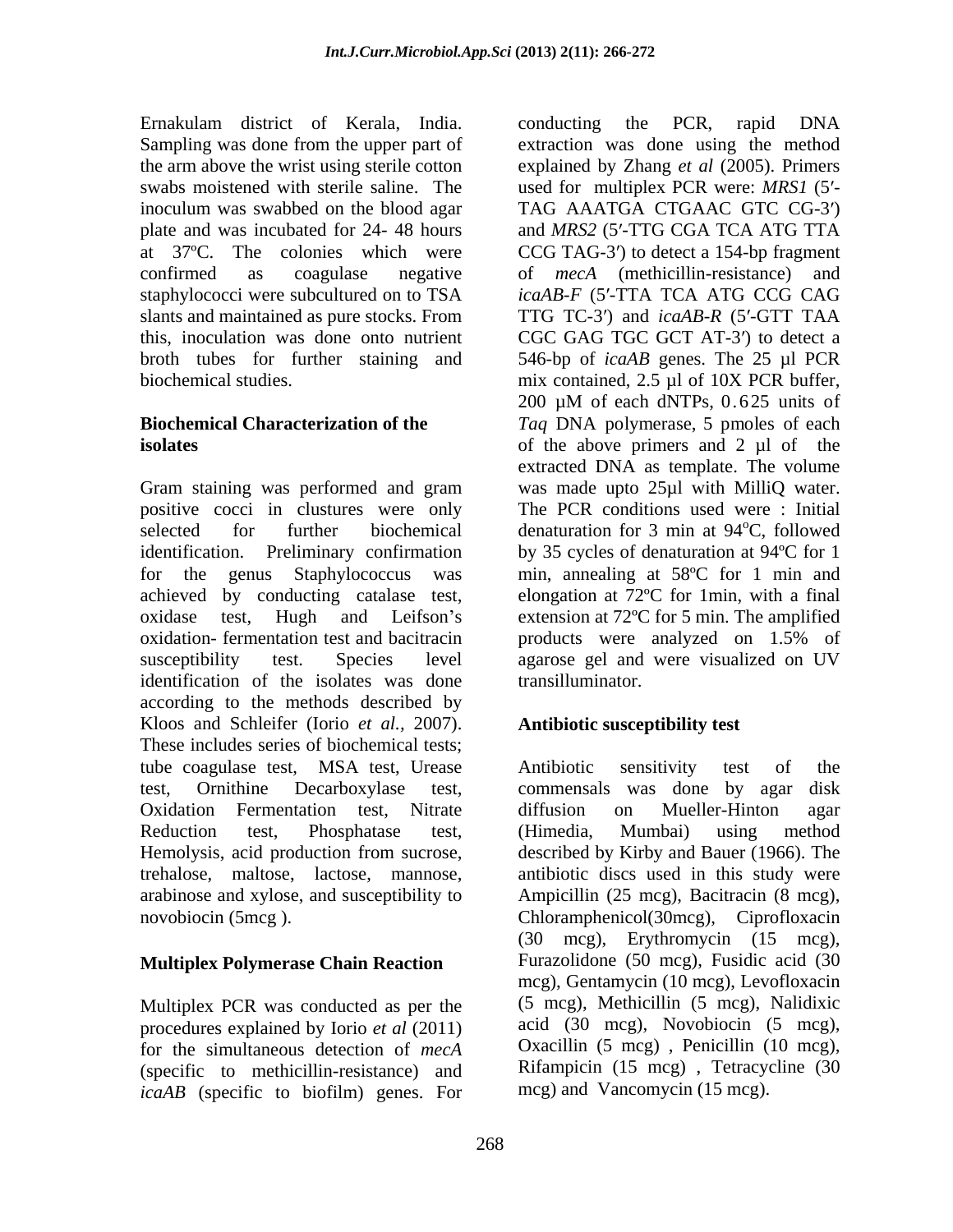Ernakulam district of Kerala, India. Sampling was done from the upper part of the arm above the wrist using sterile cotton swabs moistened with sterile saline. The inoculum was swabbed on the blood agar plate and was incubated for 24- 48 hours at 37ºC. The colonies which were confirmed as coagulase negative staphylococci were subcultured on to TSA slants and maintained as pure stocks. From this, inoculation was done onto nutrient broth tubes for further staining and biochemical studies.

## Biochemical Characterization of the isolates

Gram staining was performed and gram positive cocci in clustures were only selected for further biochemical identification. Preliminary confirmation for the genus Staphylococcus was achieved by conducting catalase test, oxidase test, Hugh and Leifson's oxidation- fermentation test and bacitracin susceptibility test. Species level identification of the isolates was done according to the methods described by Kloos and Schleifer (Iorio *et al.,* 2007). These includes series of biochemical tests; tube coagulase test, MSA test, Urease test, Ornithine Decarboxylase test, Oxidation Fermentation test, Nitrate Reduction test, Phosphatase test, Hemolysis, acid production from sucrose, trehalose, maltose, lactose, mannose, arabinose and xylose, and susceptibility to novobiocin (5mcg ).

## Multiplex Polymerase Chain Reaction

Multiplex PCR was conducted as per the procedures explained by Iorio *et al* (2011) for the simultaneous detection of *mecA* (specific to methicillin-resistance) and *icaAB* (specific to biofilm) genes. For conducting the PCR, rapid DNA extraction was done using the method explained by Zhang *et al* (2005). Primers used for multiplex PCR were: *MRS1* (5′-TAG AAATGA CTGAAC GTC CG-3′) and *MRS2* (5′-TTG CGA TCA ATG TTA CCG TAG-3′) to detect a 154-bp fragment of *mecA* (methicillin-resistance) and *icaAB-F* (5′-TTA TCA ATG CCG CAG TTG TC-3′) and *icaAB-R* (5′-GTT TAA CGC GAG TGC GCT AT-3′) to detect a 546-bp of *icaAB* genes. The 25 µl PCR mix contained, 2.5 µl of 10X PCR buffer, 200 µM of each dNTPs, 0.625 units of *Taq* DNA polymerase, 5 pmoles of each of the above primers and 2 µl of the extracted DNA as template. The volume was made upto 25µl with MilliQ water. The PCR conditions used were : Initial denaturation for 3 min at 94°C, followed by 35 cycles of denaturation at 94ºC for 1 min, annealing at 58ºC for 1 min and elongation at 72ºC for 1min, with a final extension at 72ºC for 5 min. The amplified products were analyzed on 1.5% of agarose gel and were visualized on UV transilluminator.

## Antibiotic susceptibility test

Antibiotic sensitivity test of the commensals was done by agar disk diffusion on Mueller-Hinton agar (Himedia, Mumbai) using method described by Kirby and Bauer (1966). The antibiotic discs used in this study were Ampicillin (25 mcg), Bacitracin (8 mcg), Chloramphenicol(30mcg), Ciprofloxacin (30 mcg), Erythromycin (15 mcg), Furazolidone (50 mcg), Fusidic acid (30 mcg), Gentamycin (10 mcg), Levofloxacin (5 mcg), Methicillin (5 mcg), Nalidixic acid (30 mcg), Novobiocin (5 mcg), Oxacillin (5 mcg) , Penicillin (10 mcg), Rifampicin (15 mcg) , Tetracycline (30 mcg) and Vancomycin (15 mcg).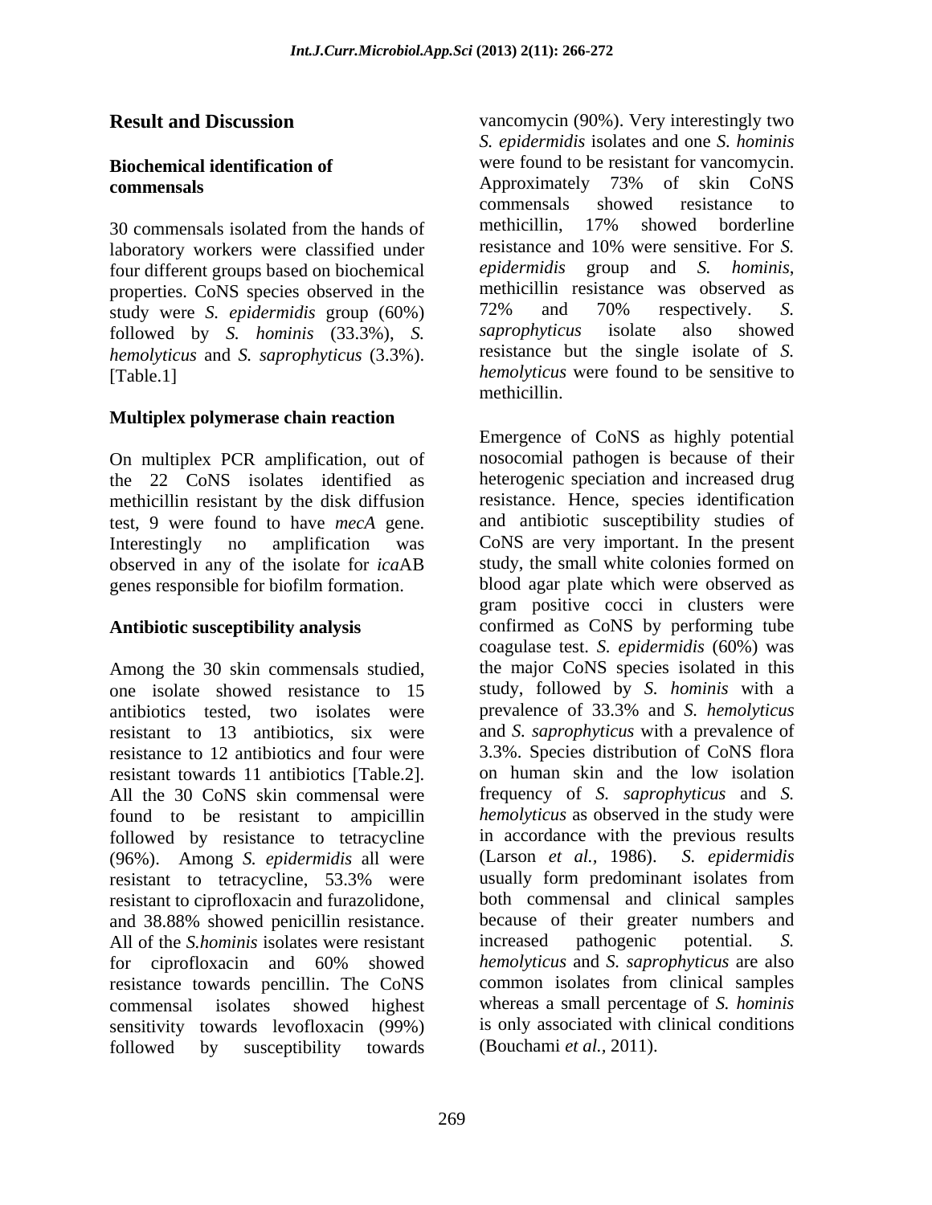## Result and Discussion

### Biochemical identification of commensals

30 commensals isolated from the hands of laboratory workers were classified under four different groups based on biochemical properties. CoNS species observed in the study were *S. epidermidis* group (60%) followed by *S. hominis* (33.3%), *S. hemolyticus* and *S. saprophyticus* (3.3%). [Table.1]

### Multiplex polymerase chain reaction

On multiplex PCR amplification, out of the 22 CoNS isolates identified as methicillin resistant by the disk diffusion test, 9 were found to have *mecA* gene. Interestingly no amplification was observed in any of the isolate for *ica*AB genes responsible for biofilm formation.

### Antibiotic susceptibility analysis

Among the 30 skin commensals studied, one isolate showed resistance to 15 antibiotics tested, two isolates were resistant to 13 antibiotics, six were resistance to 12 antibiotics and four were resistant towards 11 antibiotics [Table.2]. All the 30 CoNS skin commensal were found to be resistant to ampicillin followed by resistance to tetracycline (96%). Among *S. epidermidis* all were resistant to tetracycline, 53.3% were resistant to ciprofloxacin and furazolidone, and 38.88% showed penicillin resistance. All of the *S.hominis* isolates were resistant for ciprofloxacin and 60% showed resistance towards pencillin. The CoNS commensal isolates showed highest sensitivity towards levofloxacin (99%) followed by susceptibility towards vancomycin (90%). Very interestingly two *S. epidermidis* isolates and one *S. hominis* were found to be resistant for vancomycin. Approximately 73% of skin CoNS commensals showed resistance to methicillin, 17% showed borderline resistance and 10% were sensitive. For *S. epidermidis* group and *S. hominis*, methicillin resistance was observed as 72% and 70% respectively. *S. saprophyticus* isolate also showed resistance but the single isolate of *S. hemolyticus* were found to be sensitive to methicillin.

Emergence of CoNS as highly potential nosocomial pathogen is because of their heterogenic speciation and increased drug resistance. Hence, species identification and antibiotic susceptibility studies of CoNS are very important. In the present study, the small white colonies formed on blood agar plate which were observed as gram positive cocci in clusters were confirmed as CoNS by performing tube coagulase test. *S. epidermidis* (60%) was the major CoNS species isolated in this study, followed by *S. hominis* with a prevalence of 33.3% and *S. hemolyticus* and *S. saprophyticus* with a prevalence of 3.3%. Species distribution of CoNS flora on human skin and the low isolation frequency of *S. saprophyticus* and *S. hemolyticus* as observed in the study were in accordance with the previous results (Larson *et al.,* 1986). *S. epidermidis* usually form predominant isolates from both commensal and clinical samples because of their greater numbers and increased pathogenic potential. *S. hemolyticus* and *S. saprophyticus* are also common isolates from clinical samples whereas a small percentage of *S. hominis* is only associated with clinical conditions (Bouchami *et al.,* 2011).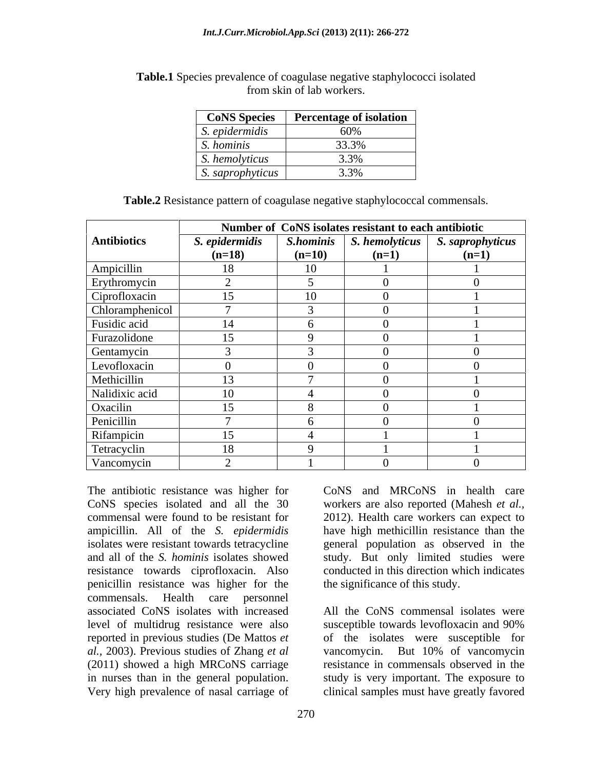**Table.1** Species prevalence of coagulase negative staphylococci isolated from skin of lab workers.

| CoNS Species | Percentage of isolation |
|---|---|
| *S. epidermidis* | 60% |
| *S. hominis* | 33.3% |
| *S. hemolyticus* | 3.3% |
| *S. saprophyticus* | 3.3% |

**Table.2** Resistance pattern of coagulase negative staphylococcal commensals.

| Antibiotics | Number of CoNS isolates resistant to each antibiotic | | | |
|---|---|---|---|---|
| | ***S. epidermidis* (n=18)** | ***S.hominis* (n=10)** | ***S. hemolyticus* (n=1)** | ***S. saprophyticus* (n=1)** |
| Ampicillin | 18 | 10 | 1 | 1 |
| Erythromycin | 2 | 5 | 0 | 0 |
| Ciprofloxacin | 15 | 10 | 0 | 1 |
| Chloramphenicol | 7 | 3 | 0 | 1 |
| Fusidic acid | 14 | 6 | 0 | 1 |
| Furazolidone | 15 | 9 | 0 | 1 |
| Gentamycin | 3 | 3 | 0 | 0 |
| Levofloxacin | 0 | 0 | 0 | 0 |
| Methicillin | 13 | 7 | 0 | 1 |
| Nalidixic acid | 10 | 4 | 0 | 0 |
| Oxacilin | 15 | 8 | 0 | 1 |
| Penicillin | 7 | 6 | 0 | 0 |
| Rifampicin | 15 | 4 | 1 | 1 |
| Tetracyclin | 18 | 9 | 1 | 1 |
| Vancomycin | 2 | 1 | 0 | 0 |

The antibiotic resistance was higher for CoNS species isolated and all the 30 commensal were found to be resistant for ampicillin. All of the *S. epidermidis* isolates were resistant towards tetracycline and all of the *S. hominis* isolates showed resistance towards ciprofloxacin. Also penicillin resistance was higher for the commensals. Health care personnel associated CoNS isolates with increased level of multidrug resistance were also reported in previous studies (De Mattos *et al.,* 2003). Previous studies of Zhang *et al* (2011) showed a high MRCoNS carriage in nurses than in the general population. Very high prevalence of nasal carriage of CoNS and MRCoNS in health care workers are also reported (Mahesh *et al.,* 2012). Health care workers can expect to have high methicillin resistance than the general population as observed in the study. But only limited studies were conducted in this direction which indicates the significance of this study.

All the CoNS commensal isolates were susceptible towards levofloxacin and 90% of the isolates were susceptible for vancomycin. But 10% of vancomycin resistance in commensals observed in the study is very important. The exposure to clinical samples must have greatly favored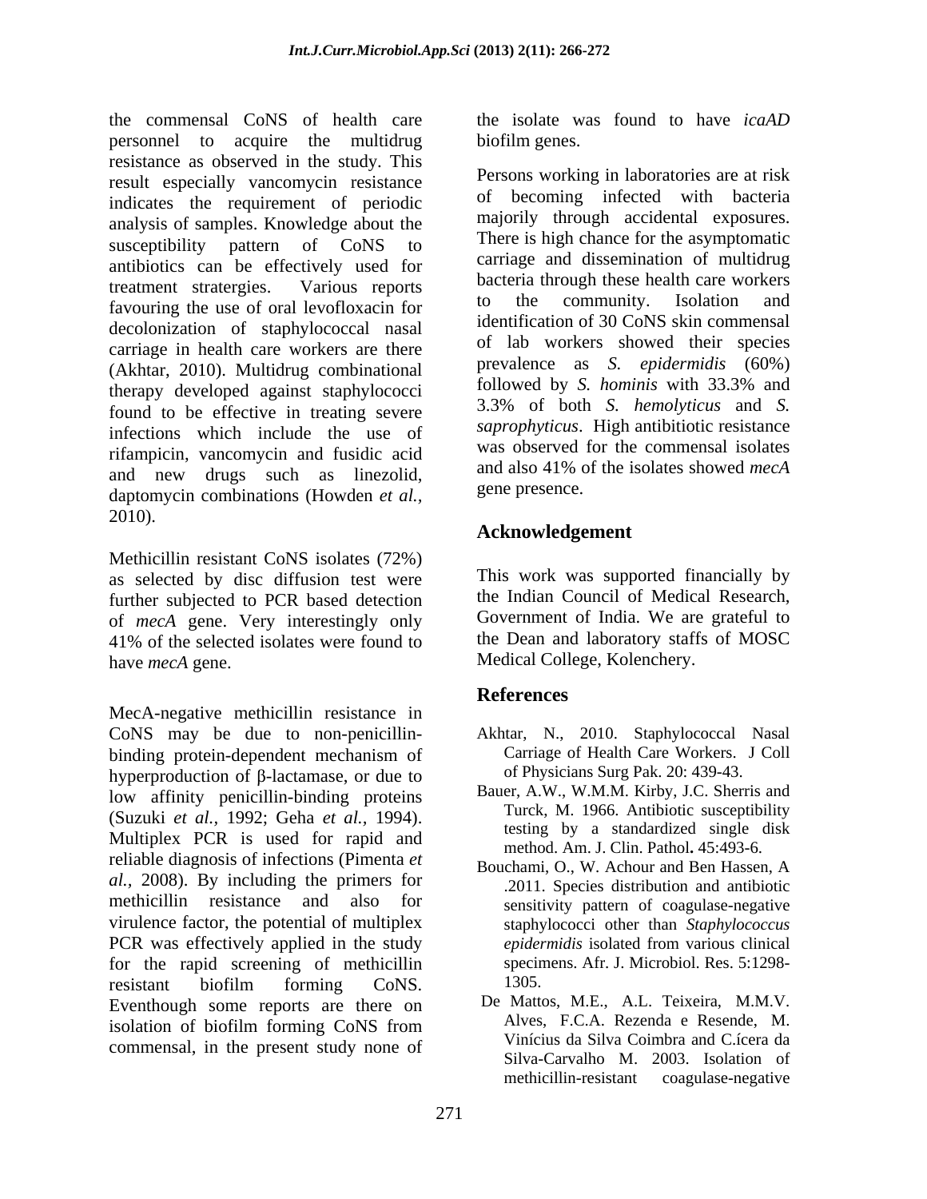the commensal CoNS of health care personnel to acquire the multidrug resistance as observed in the study. This result especially vancomycin resistance indicates the requirement of periodic analysis of samples. Knowledge about the susceptibility pattern of CoNS to antibiotics can be effectively used for treatment stratergies. Various reports favouring the use of oral levofloxacin for decolonization of staphylococcal nasal carriage in health care workers are there (Akhtar, 2010). Multidrug combinational therapy developed against staphylococci found to be effective in treating severe infections which include the use of rifampicin, vancomycin and fusidic acid and new drugs such as linezolid, daptomycin combinations (Howden *et al.,* 2010).

Methicillin resistant CoNS isolates (72%) as selected by disc diffusion test were further subjected to PCR based detection of *mecA* gene. Very interestingly only 41% of the selected isolates were found to have *mecA* gene.

MecA-negative methicillin resistance in CoNS may be due to non-penicillin-binding protein-dependent mechanism of hyperproduction of β-lactamase, or due to low affinity penicillin-binding proteins (Suzuki *et al.,* 1992; Geha *et al.,* 1994). Multiplex PCR is used for rapid and reliable diagnosis of infections (Pimenta *et al.,* 2008). By including the primers for methicillin resistance and also for virulence factor, the potential of multiplex PCR was effectively applied in the study for the rapid screening of methicillin resistant biofilm forming CoNS. Eventhough some reports are there on isolation of biofilm forming CoNS from commensal, in the present study none of the isolate was found to have *icaAD* biofilm genes.

Persons working in laboratories are at risk of becoming infected with bacteria majorily through accidental exposures. There is high chance for the asymptomatic carriage and dissemination of multidrug bacteria through these health care workers to the community. Isolation and identification of 30 CoNS skin commensal of lab workers showed their species prevalence as *S. epidermidis* (60%) followed by *S. hominis* with 33.3% and 3.3% of both *S. hemolyticus* and *S. saprophyticus*. High antibitiotic resistance was observed for the commensal isolates and also 41% of the isolates showed *mecA* gene presence.

## Acknowledgement

This work was supported financially by the Indian Council of Medical Research, Government of India. We are grateful to the Dean and laboratory staffs of MOSC Medical College, Kolenchery.

## References

Akhtar, N., 2010. Staphylococcal Nasal Carriage of Health Care Workers. J Coll of Physicians Surg Pak. 20: 439-43.

Bauer, A.W., W.M.M. Kirby, J.C. Sherris and Turck, M. 1966. Antibiotic susceptibility testing by a standardized single disk method. Am. J. Clin. Pathol**.** 45:493-6.

Bouchami, O., W. Achour and Ben Hassen, A .2011. Species distribution and antibiotic sensitivity pattern of coagulase-negative staphylococci other than *Staphylococcus epidermidis* isolated from various clinical specimens. Afr. J. Microbiol. Res. 5:1298-1305.

De Mattos, M.E., A.L. Teixeira, M.M.V. Alves, F.C.A. Rezenda e Resende, M. Vinícius da Silva Coimbra and C.ícera da Silva-Carvalho M. 2003. Isolation of methicillin-resistant coagulase-negative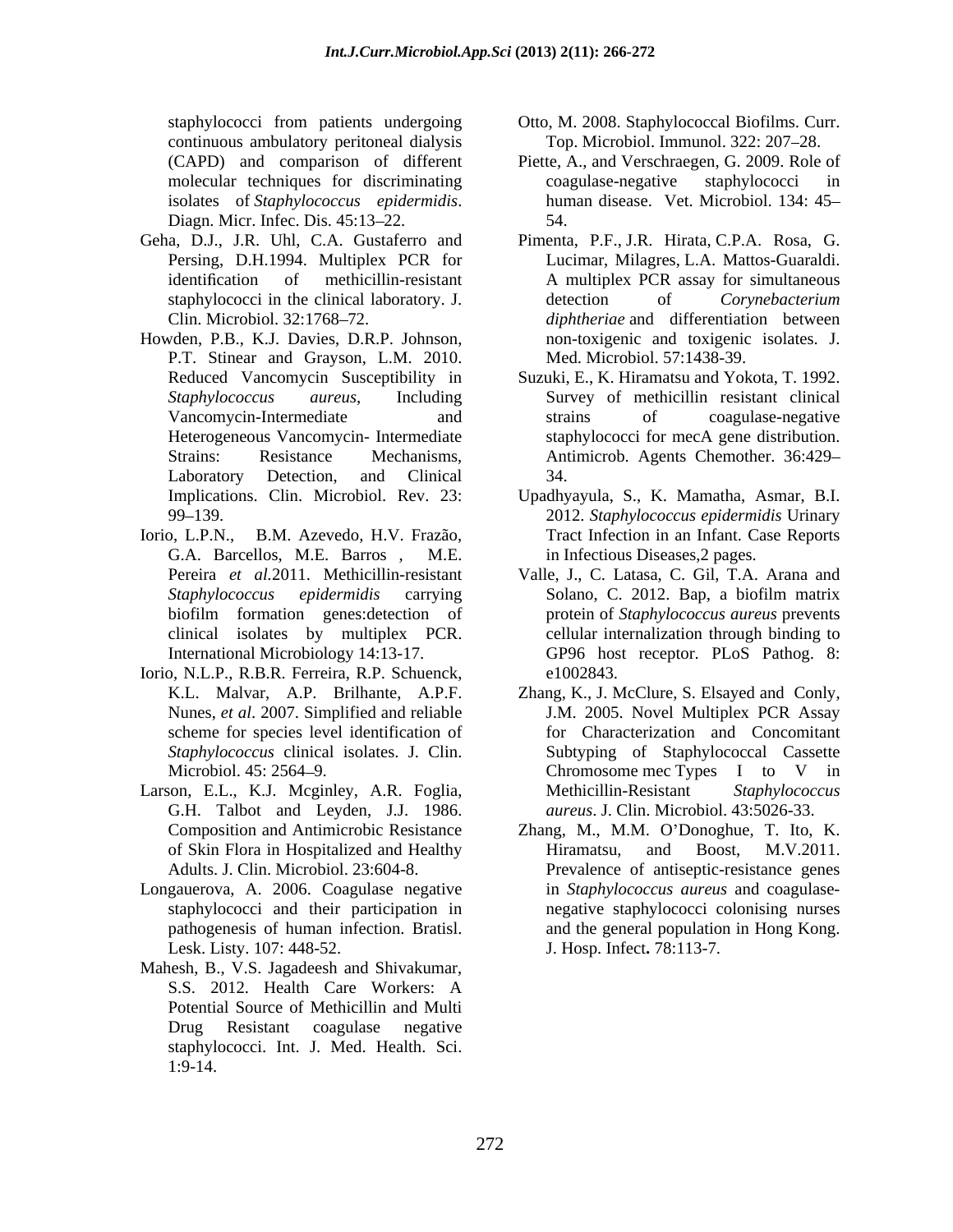staphylococci from patients undergoing continuous ambulatory peritoneal dialysis (CAPD) and comparison of different molecular techniques for discriminating isolates of *Staphylococcus epidermidis*. Diagn. Micr. Infec. Dis. 45:13–22.

Geha, D.J., J.R. Uhl, C.A. Gustaferro and Persing, D.H.1994. Multiplex PCR for identification of methicillin-resistant staphylococci in the clinical laboratory. J. Clin. Microbiol. 32:1768–72.

Howden, P.B., K.J. Davies, D.R.P. Johnson, P.T. Stinear and Grayson, L.M. 2010. Reduced Vancomycin Susceptibility in *Staphylococcus aureus*, Including Vancomycin-Intermediate and Heterogeneous Vancomycin- Intermediate Strains: Resistance Mechanisms, Laboratory Detection, and Clinical Implications. Clin. Microbiol. Rev. 23: 99–139.

Iorio, L.P.N., B.M. Azevedo, H.V. Frazão, G.A. Barcellos, M.E. Barros , M.E. Pereira *et al.*2011. Methicillin-resistant *Staphylococcus epidermidis* carrying biofilm formation genes:detection of clinical isolates by multiplex PCR. International Microbiology 14:13-17.

Iorio, N.L.P., R.B.R. Ferreira, R.P. Schuenck, K.L. Malvar, A.P. Brilhante, A.P.F. Nunes, *et al*. 2007. Simplified and reliable scheme for species level identification of *Staphylococcus* clinical isolates. J. Clin. Microbiol. 45: 2564–9.

Larson, E.L., K.J. Mcginley, A.R. Foglia, G.H. Talbot and Leyden, J.J. 1986. Composition and Antimicrobic Resistance of Skin Flora in Hospitalized and Healthy Adults. J. Clin. Microbiol. 23:604-8.

Longauerova, A. 2006. Coagulase negative staphylococci and their participation in pathogenesis of human infection. Bratisl. Lesk. Listy. 107: 448-52.

Mahesh, B., V.S. Jagadeesh and Shivakumar, S.S. 2012. Health Care Workers: A Potential Source of Methicillin and Multi Drug Resistant coagulase negative staphylococci. Int. J. Med. Health. Sci. 1:9-14.

Otto, M. 2008. Staphylococcal Biofilms. Curr. Top. Microbiol. Immunol. 322: 207–28.

Piette, A., and Verschraegen, G. 2009. Role of coagulase-negative staphylococci in human disease. Vet. Microbiol. 134: 45–54.

Pimenta, P.F., J.R. Hirata, C.P.A. Rosa, G. Lucimar, Milagres, L.A. Mattos-Guaraldi. A multiplex PCR assay for simultaneous detection of *Corynebacterium diphtheriae* and differentiation between non-toxigenic and toxigenic isolates. J. Med. Microbiol. 57:1438-39.

Suzuki, E., K. Hiramatsu and Yokota, T. 1992. Survey of methicillin resistant clinical strains of coagulase-negative staphylococci for mecA gene distribution. Antimicrob. Agents Chemother. 36:429–34.

Upadhyayula, S., K. Mamatha, Asmar, B.I. 2012. *Staphylococcus epidermidis* Urinary Tract Infection in an Infant. Case Reports in Infectious Diseases,2 pages.

Valle, J., C. Latasa, C. Gil, T.A. Arana and Solano, C. 2012. Bap, a biofilm matrix protein of *Staphylococcus aureus* prevents cellular internalization through binding to GP96 host receptor. PLoS Pathog. 8: e1002843.

Zhang, K., J. McClure, S. Elsayed and Conly, J.M. 2005. Novel Multiplex PCR Assay for Characterization and Concomitant Subtyping of Staphylococcal Cassette Chromosome mec Types I to V in Methicillin-Resistant *Staphylococcus aureus*. J. Clin. Microbiol. 43:5026-33.

Zhang, M., M.M. O'Donoghue, T. Ito, K. Hiramatsu, and Boost, M.V.2011. Prevalence of antiseptic-resistance genes in *Staphylococcus aureus* and coagulase-negative staphylococci colonising nurses and the general population in Hong Kong. J. Hosp. Infect**.** 78:113-7.